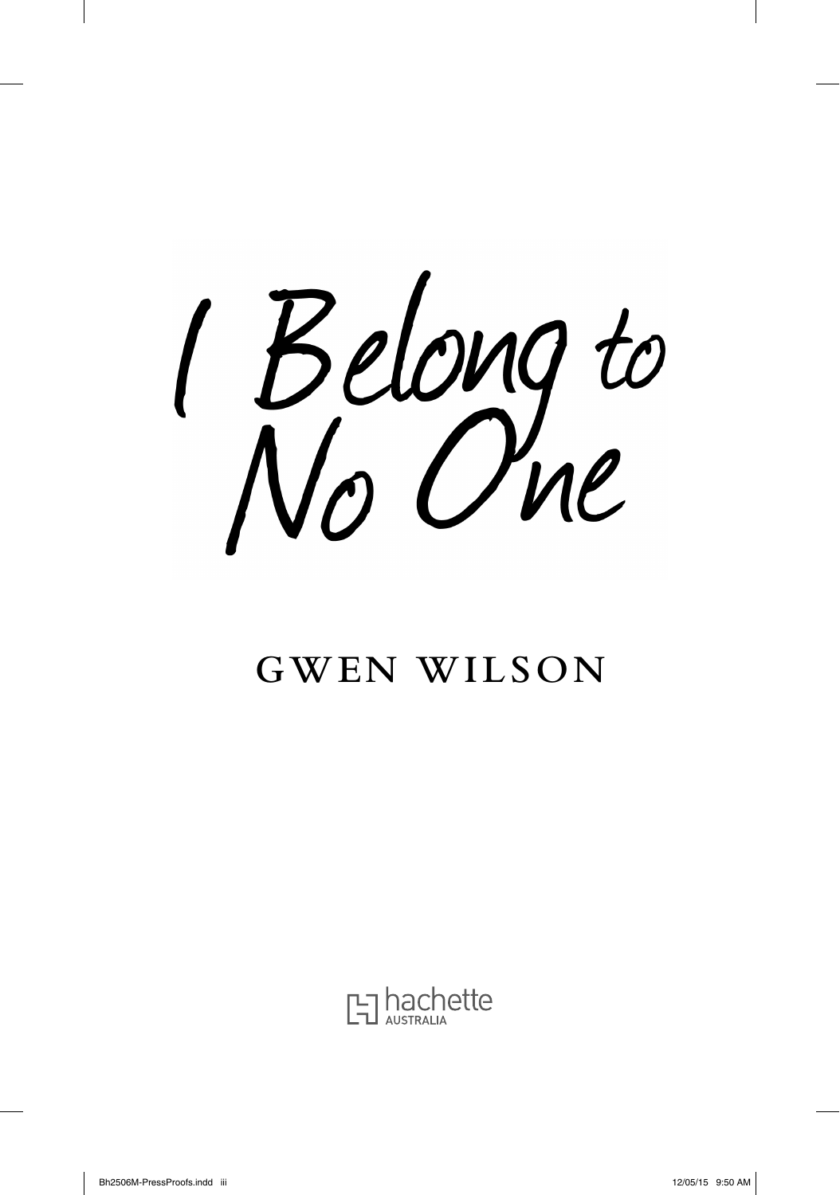# I Belong to No One

GWEN WILSON

hachette AUSTRALIA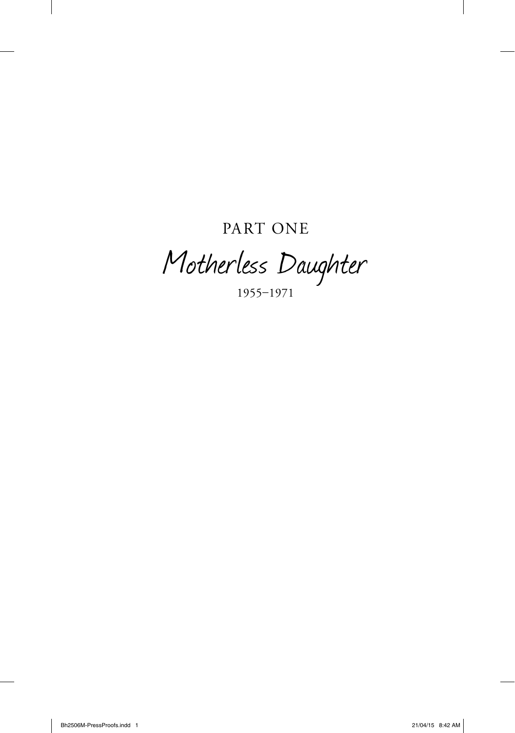# PART ONE

## Motherless Daughter

1955–1971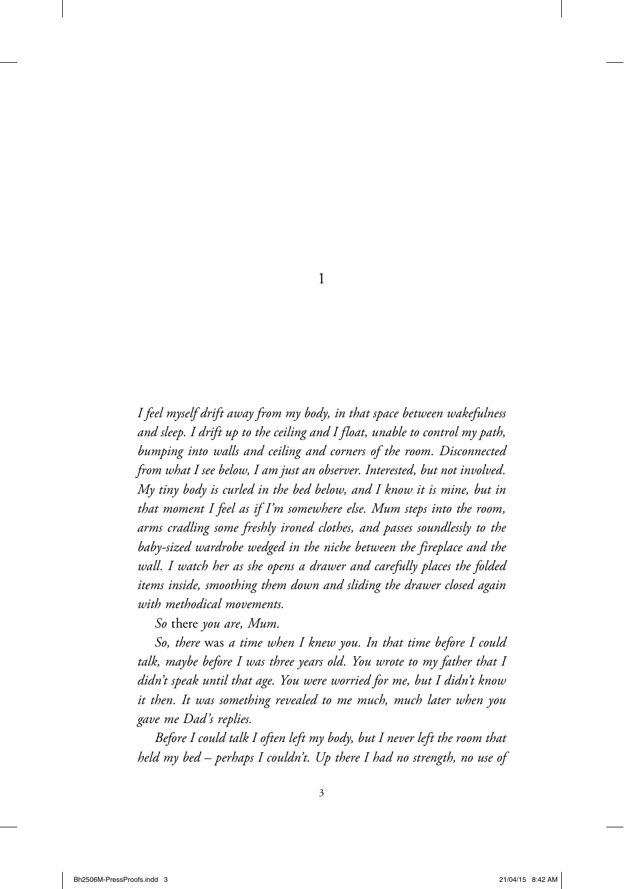# 1

*I feel myself drift away from my body, in that space between wakefulness and sleep. I drift up to the ceiling and I float, unable to control my path, bumping into walls and ceiling and corners of the room. Disconnected from what I see below, I am just an observer. Interested, but not involved. My tiny body is curled in the bed below, and I know it is mine, but in that moment I feel as if I'm somewhere else. Mum steps into the room, arms cradling some freshly ironed clothes, and passes soundlessly to the baby-sized wardrobe wedged in the niche between the fireplace and the wall. I watch her as she opens a drawer and carefully places the folded items inside, smoothing them down and sliding the drawer closed again with methodical movements.*

*So* there *you are, Mum.*

*So, there* was *a time when I knew you. In that time before I could talk, maybe before I was three years old. You wrote to my father that I didn't speak until that age. You were worried for me, but I didn't know it then. It was something revealed to me much, much later when you gave me Dad's replies.*

*Before I could talk I often left my body, but I never left the room that held my bed – perhaps I couldn't. Up there I had no strength, no use of*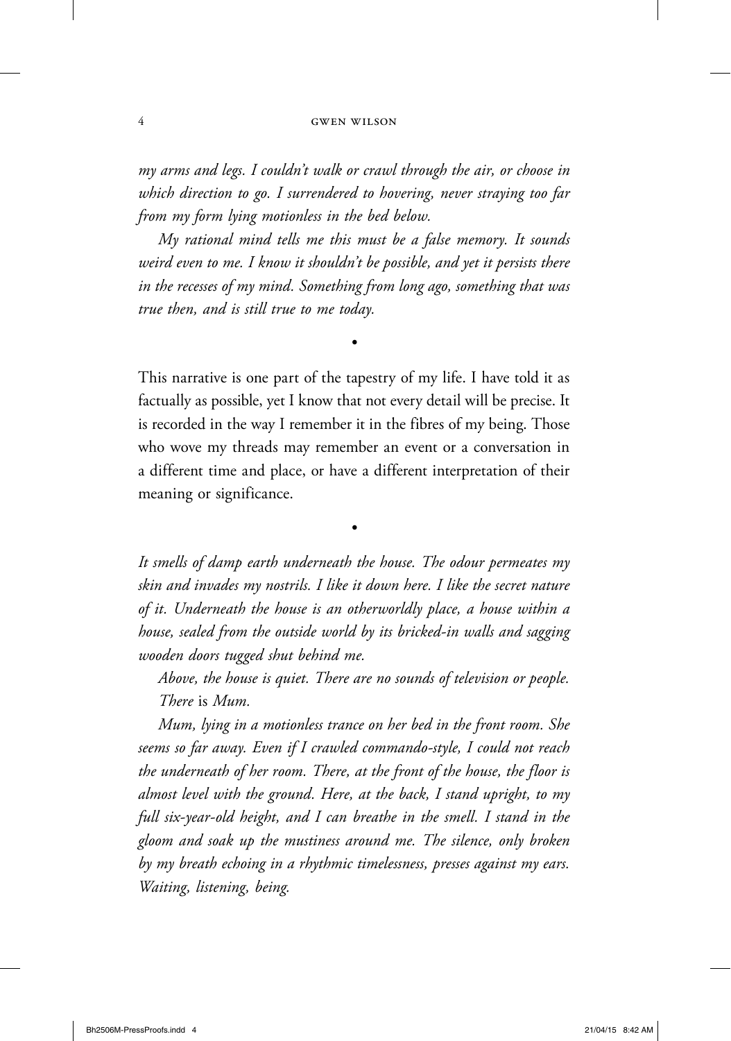*my arms and legs. I couldn't walk or crawl through the air, or choose in which direction to go. I surrendered to hovering, never straying too far from my form lying motionless in the bed below.*

*My rational mind tells me this must be a false memory. It sounds weird even to me. I know it shouldn't be possible, and yet it persists there in the recesses of my mind. Something from long ago, something that was true then, and is still true to me today.*

•

This narrative is one part of the tapestry of my life. I have told it as factually as possible, yet I know that not every detail will be precise. It is recorded in the way I remember it in the fibres of my being. Those who wove my threads may remember an event or a conversation in a different time and place, or have a different interpretation of their meaning or significance.

•

*It smells of damp earth underneath the house. The odour permeates my skin and invades my nostrils. I like it down here. I like the secret nature of it. Underneath the house is an otherworldly place, a house within a house, sealed from the outside world by its bricked-in walls and sagging wooden doors tugged shut behind me.*

*Above, the house is quiet. There are no sounds of television or people. There* is *Mum.*

*Mum, lying in a motionless trance on her bed in the front room. She seems so far away. Even if I crawled commando-style, I could not reach the underneath of her room. There, at the front of the house, the floor is almost level with the ground. Here, at the back, I stand upright, to my full six-year-old height, and I can breathe in the smell. I stand in the gloom and soak up the mustiness around me. The silence, only broken by my breath echoing in a rhythmic timelessness, presses against my ears. Waiting, listening, being.*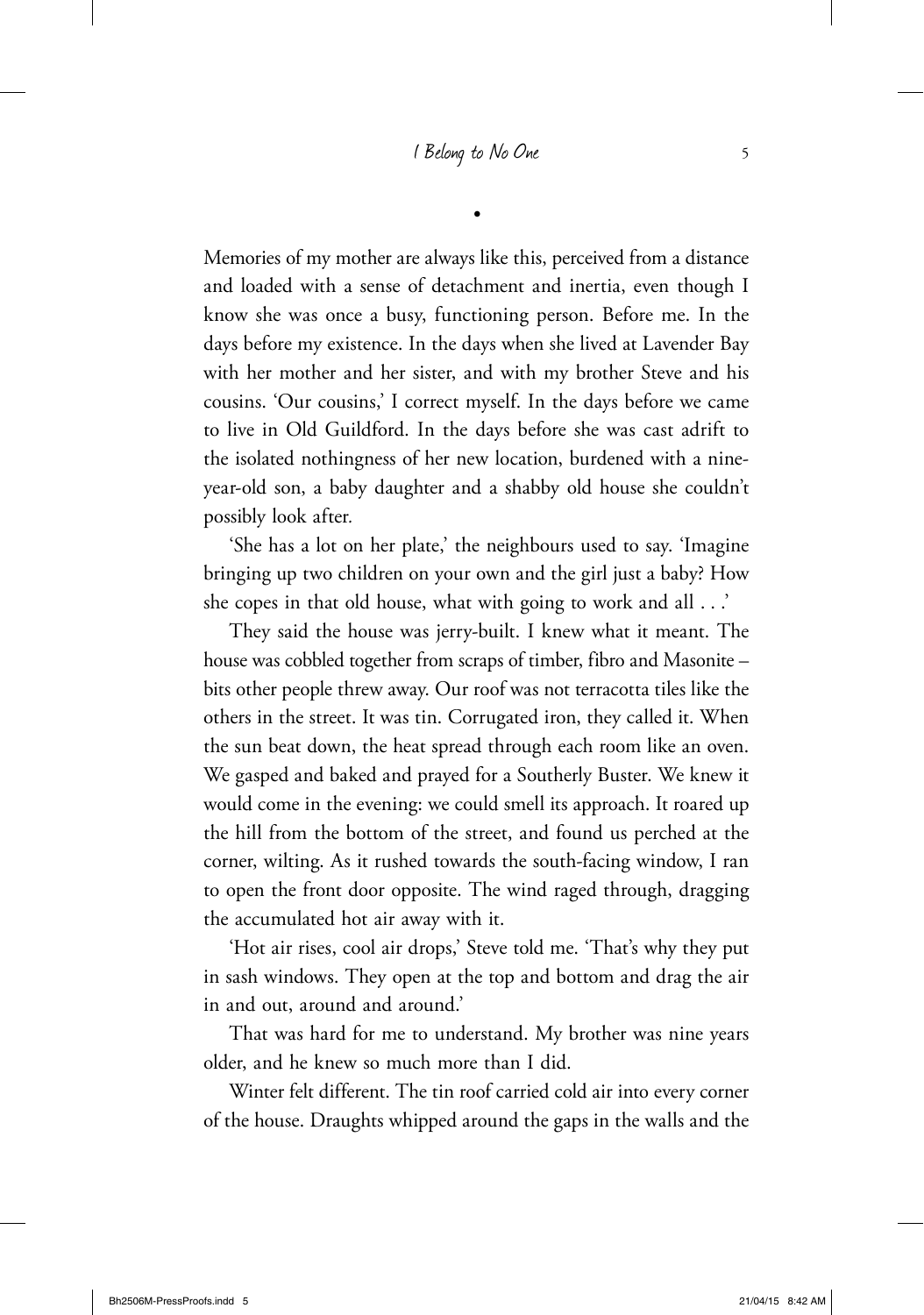•

Memories of my mother are always like this, perceived from a distance and loaded with a sense of detachment and inertia, even though I know she was once a busy, functioning person. Before me. In the days before my existence. In the days when she lived at Lavender Bay with her mother and her sister, and with my brother Steve and his cousins. 'Our cousins,' I correct myself. In the days before we came to live in Old Guildford. In the days before she was cast adrift to the isolated nothingness of her new location, burdened with a nine-year-old son, a baby daughter and a shabby old house she couldn't possibly look after.

'She has a lot on her plate,' the neighbours used to say. 'Imagine bringing up two children on your own and the girl just a baby? How she copes in that old house, what with going to work and all . . .'

They said the house was jerry-built. I knew what it meant. The house was cobbled together from scraps of timber, fibro and Masonite – bits other people threw away. Our roof was not terracotta tiles like the others in the street. It was tin. Corrugated iron, they called it. When the sun beat down, the heat spread through each room like an oven. We gasped and baked and prayed for a Southerly Buster. We knew it would come in the evening: we could smell its approach. It roared up the hill from the bottom of the street, and found us perched at the corner, wilting. As it rushed towards the south-facing window, I ran to open the front door opposite. The wind raged through, dragging the accumulated hot air away with it.

'Hot air rises, cool air drops,' Steve told me. 'That's why they put in sash windows. They open at the top and bottom and drag the air in and out, around and around.'

That was hard for me to understand. My brother was nine years older, and he knew so much more than I did.

Winter felt different. The tin roof carried cold air into every corner of the house. Draughts whipped around the gaps in the walls and the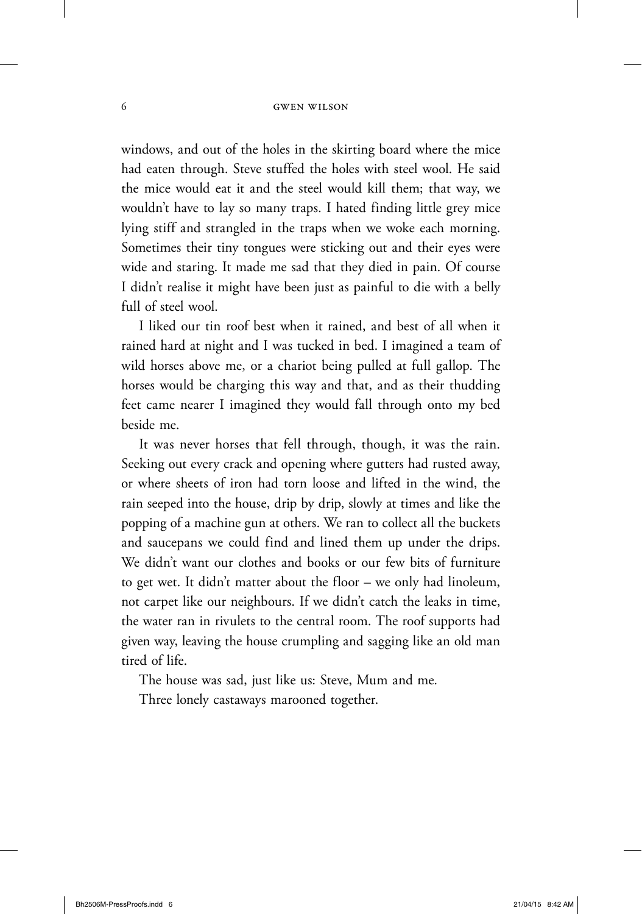windows, and out of the holes in the skirting board where the mice had eaten through. Steve stuffed the holes with steel wool. He said the mice would eat it and the steel would kill them; that way, we wouldn't have to lay so many traps. I hated finding little grey mice lying stiff and strangled in the traps when we woke each morning. Sometimes their tiny tongues were sticking out and their eyes were wide and staring. It made me sad that they died in pain. Of course I didn't realise it might have been just as painful to die with a belly full of steel wool.

I liked our tin roof best when it rained, and best of all when it rained hard at night and I was tucked in bed. I imagined a team of wild horses above me, or a chariot being pulled at full gallop. The horses would be charging this way and that, and as their thudding feet came nearer I imagined they would fall through onto my bed beside me.

It was never horses that fell through, though, it was the rain. Seeking out every crack and opening where gutters had rusted away, or where sheets of iron had torn loose and lifted in the wind, the rain seeped into the house, drip by drip, slowly at times and like the popping of a machine gun at others. We ran to collect all the buckets and saucepans we could find and lined them up under the drips. We didn't want our clothes and books or our few bits of furniture to get wet. It didn't matter about the floor – we only had linoleum, not carpet like our neighbours. If we didn't catch the leaks in time, the water ran in rivulets to the central room. The roof supports had given way, leaving the house crumpling and sagging like an old man tired of life.

The house was sad, just like us: Steve, Mum and me.

Three lonely castaways marooned together.